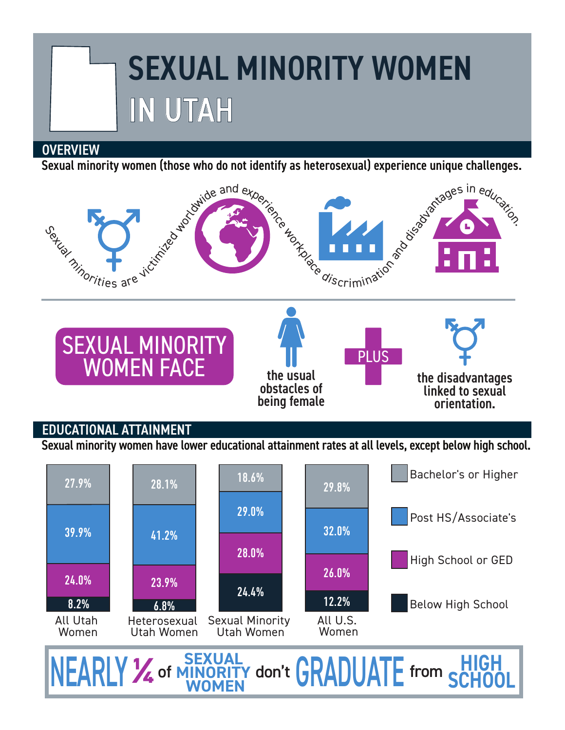# SEXUAL MINORITY WOMEN IN UTAH

## OVERVIEW

Sexual minority women (those who do not identify as heterosexual) experience unique challenges.

Sexual minorities are victimized worldwide and experience workplace discrimination and disadvantages in education.

**SEXUAL MINORITY WOMEN FACE** the usual obstacles of being female **PLUS** the disadvantages linked to sexual orientation.

## EDUCATIONAL ATTAINMENT

Sexual minority women have lower educational attainment rates at all levels, except below high school.

| | All Utah Women | Heterosexual Utah Women | Sexual Minority Utah Women | All U.S. Women |
|---|---|---|---|---|
| Bachelor's or Higher | 27.9% | 28.1% | 18.6% | 29.8% |
| Post HS/Associate's | 39.9% | 41.2% | 29.0% | 32.0% |
| High School or GED | 24.0% | 23.9% | 28.0% | 26.0% |
| Below High School | 8.2% | 6.8% | 24.4% | 12.2% |

**NEARLY ¼ of SEXUAL MINORITY WOMEN don't GRADUATE from HIGH SCHOOL**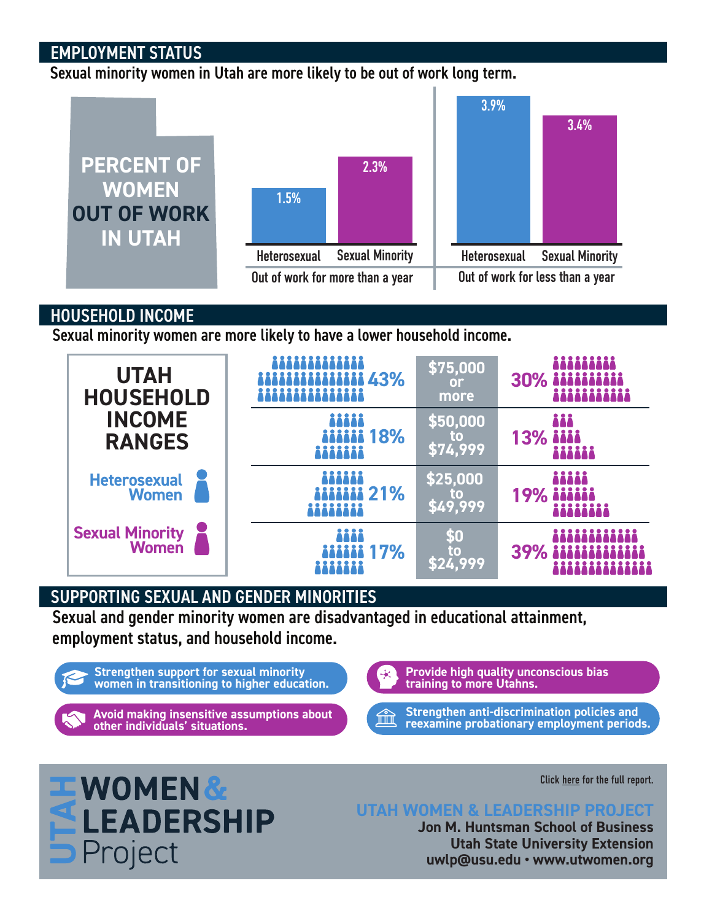## EMPLOYMENT STATUS

Sexual minority women in Utah are more likely to be out of work long term.

PERCENT OF WOMEN OUT OF WORK IN UTAH

Out of work for more than a year

1.5% Heterosexual

2.3% Sexual Minority

Out of work for less than a year

3.9% Heterosexual

3.4% Sexual Minority

## HOUSEHOLD INCOME

Sexual minority women are more likely to have a lower household income.

UTAH HOUSEHOLD INCOME RANGES

Heterosexual Women

Sexual Minority Women

43% — $75,000 or more — 30%

18% — $50,000 to $74,999 — 13%

21% — $25,000 to $49,999 — 19%

17% — $0 to $24,999 — 39%

## SUPPORTING SEXUAL AND GENDER MINORITIES

Sexual and gender minority women are disadvantaged in educational attainment, employment status, and household income.

- Strengthen support for sexual minority women in transitioning to higher education.
- Provide high quality unconscious bias training to more Utahns.
- Avoid making insensitive assumptions about other individuals' situations.
- Strengthen anti-discrimination policies and reexamine probationary employment periods.

UTAH WOMEN & LEADERSHIP Project

Click here for the full report.

**UTAH WOMEN & LEADERSHIP PROJECT**
Jon M. Huntsman School of Business
Utah State University Extension
uwlp@usu.edu • www.utwomen.org